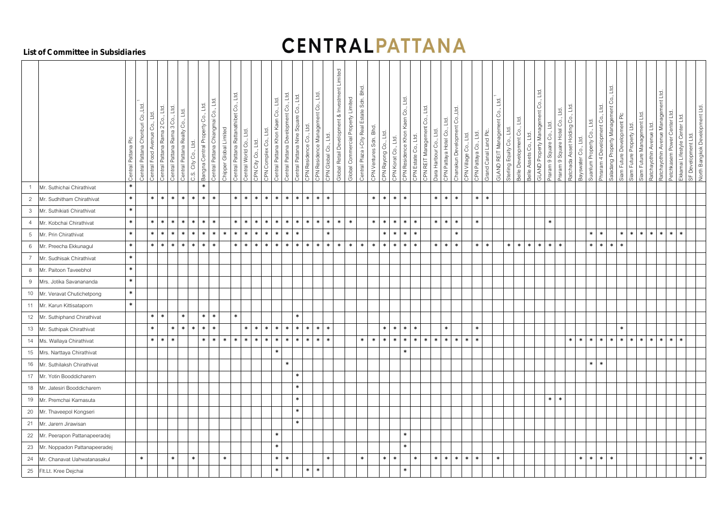# List of Committee in Subsidiaries

| | | Central Pattana Plc | Central Pattana Chonburi Co.,Ltd.[1] | Central Food Avenue Co., Ltd. | Central Pattana Rama 2 Co., Ltd. | Central Pattana Rama 3 Co., Ltd. | Central Pattana Realty Co., Ltd. | C.S. City Co., Ltd. | Bangna Central Property Co., Ltd. | Central Pattana Chiangmai Co., Ltd. | Chipper Global Limited | Central Pattana Rattanathibet Co., Ltd. | Central World Co., Ltd. | CPN City Co., Ltd. | CPN Complex Co., Ltd. | Central Pattana Khon Kaen Co., Ltd. | Central Pattana Development Co., Ltd. | Central Pattana Nine Square Co., Ltd. | CPN Residence Co., Ltd. | CPN Residence Management Co., Ltd. | CPN Global Co., Ltd. | Global Retail Development & Investment Limited | Global Commercial Property Limited | Central Plaza i-City Real Estate Sdn. Bhd. | CPN Ventures Sdn. Bhd. | CPN Rayong Co., Ltd. | CPN Korat Co., Ltd. | CPN Residence Khon Kaen Co., Ltd. | CPN Estate Co., Ltd. | CPN REIT Management Co., Ltd. | Dara Harbour Co., Ltd. | CPN Pattaya Hotel Co., Ltd. | Chanakun Development Co.,Ltd. | CPN Village Co., Ltd. | CPN Pattaya Co., Ltd. | Grand Canal Land Plc. | GLAND REIT Management Co., Ltd.[1] | Sterling Equity Co., Ltd. | Belle Development Co., Ltd. | Belle Assets Co., Ltd. | GLAND Property Management Co., Ltd. | Praram 9 Square Co., Ltd. | Praram 9 Square Hotel Co., Ltd. | Ratchada Asset Holding Co., Ltd. | Bayswater Co., Ltd. | Suanlum Property Co., Ltd. | Phraram 4 Development Co., Ltd. | Saladang Property Management Co., Ltd. | Siam Future Development Plc | Siam Future Property Ltd. | Siam Future Management Ltd. | Ratchayothin Avenue Ltd. | Ratchayothin Avenue Management Ltd. | Petchkasem Power Center Ltd. | Ekkamai Lifestyle Center Ltd. | SF Development Ltd. | North Bangkok Development Ltd. |
|---|---|---|---|---|---|---|---|---|---|---|---|---|---|---|---|---|---|---|---|---|---|---|---|---|---|---|---|---|---|---|---|---|---|---|---|---|---|---|---|---|---|---|---|---|---|---|---|---|---|---|---|---|---|---|---|---|---|
| 1 | Mr. Suthichai Chirathivat | * | | | | | | | * | | | | | | | | | | | | | | | | | | | | | | | | | | | | | | | | | | | | | | | | | | | | | | | | |
| 2 | Mr. Sudhitham Chirathivat | * | | * | * | * | * | * | * | * | | * | * | * | * | * | * | * | * | * | * | | | | * | * | * | * | | | * | * | * | | * | * | | | | | | | | | | | | | | | | | | | | | |
| 3 | Mr. Suthikiati Chirathivat | * | | | | | | | | | | | | | | | | | | | | | | | | | | | | | | | | | | | | | | | | | | | | | | | | | | | | | | | |
| 4 | Mr. Kobchai Chirathivat | * | | * | * | * | * | * | * | * | | * | * | * | * | * | * | * | * | * | * | * | * | | * | * | * | * | * | | * | * | * | | * | | | | | | | * | | | | | | | | | | | | | | | |
| 5 | Mr. Prin Chirathivat | * | | * | * | * | * | * | * | * | * | * | * | * | * | * | * | * | | | * | | | | | * | * | * | * | | | | * | | | | | | | | | | | | | * | * | | * | * | * | * | * | * | * | | |
| 6 | Mr. Preecha Ekkunagul | * | | * | * | * | * | * | * | * | | * | * | * | * | * | * | * | * | * | * | * | * | * | * | * | * | * | * | | * | * | * | | * | * | | * | * | * | * | * | * | | | * | * | * | * | | | | | | | | |
| 7 | Mr. Sudhisak Chirathivat | * | | | | | | | | | | | | | | | | | | | | | | | | | | | | | | | | | | | | | | | | | | | | | | | | | | | | | | | |
| 8 | Mr. Paitoon Taveebhol | * | | | | | | | | | | | | | | | | | | | | | | | | | | | | | | | | | | | | | | | | | | | | | | | | | | | | | | | |
| 9 | Mrs. Jotika Savanananda | * | | | | | | | | | | | | | | | | | | | | | | | | | | | | | | | | | | | | | | | | | | | | | | | | | | | | | | | |
| 10 | Mr. Veravat Chutichetpong | * | | | | | | | | | | | | | | | | | | | | | | | | | | | | | | | | | | | | | | | | | | | | | | | | | | | | | | | |
| 11 | Mr. Karun Kittisataporn | * | | | | | | | | | | | | | | | | | | | | | | | | | | | | | | | | | | | | | | | | | | | | | | | | | | | | | | | |
| 12 | Mr. Suthiphand Chirathivat | | | * | * | | * | | * | * | | * | | | | | | * | | | | | | | | | | | | | | | | | | | | | | | | | | | | | | | | | | | | | | | |
| 13 | Mr. Suthipak Chirathivat | | | * | | * | * | * | * | * | | | * | * | * | * | * | * | * | * | * | | | | | * | * | * | * | | | * | | | * | | | | | | | | | | | | | | * | | | | | | | | |
| 14 | Ms. Wallaya Chirathivat | | | * | * | * | | | * | * | * | * | * | * | * | * | * | * | * | * | * | | | * | * | * | * | * | * | * | * | * | * | * | * | | | | | | | | | * | * | * | * | * | * | * | * | * | * | * | * | | |
| 15 | Mrs. Narttaya Chirathivat | | | | | | | | | | | | | | | * | | | | | | | | | | | | | | | | | | | | | | | | | | | | | | | | | | | | | | | | | |
| 16 | Mr. Suthilaksh Chirathivat | | | | | | | | | | | | | | | | * | | | | | | | | | | | | | | | | | | | | | | | | | | | | | * | * | | | | | | | | | | |
| 17 | Mr. Yotin Booddicharern | | | | | | | | | | | | | | | | | * | | | | | | | | | | | | | | | | | | | | | | | | | | | | | | | | | | | | | | | |
| 18 | Mr. Jatesiri Booddicharern | | | | | | | | | | | | | | | | | * | | | | | | | | | | | | | | | | | | | | | | | | | | | | | | | | | | | | | | | |
| 19 | Mr. Premchai Karnasuta | | | | | | | | | | | | | | | | | * | | | | | | | | | | | | | | | | | | | | | | | | * | * | | | | | | | | | | | | | | |
| 20 | Mr. Thaveepol Kongseri | | | | | | | | | | | | | | | | | * | | | | | | | | | | | | | | | | | | | | | | | | | | | | | | | | | | | | | | | |
| 21 | Mr. Jarern Jirawisan | | | | | | | | | | | | | | | | | * | | | | | | | | | | | | | | | | | | | | | | | | | | | | | | | | | | | | | | | |
| 22 | Mr. Peerapon Pattanapeeradej | | | | | | | | | | | | | | | * | | | | | | | | | | | | * | | | | | | | | | | | | | | | | | | | | | | | | | | | | | |
| 23 | Mr. Noppadon Pattanapeeradej | | | | | | | | | | | | | | | * | | | | | | | | | | | | * | | | | | | | | | | | | | | | | | | | | | | | | | | | | | |
| 24 | Mr. Chanavat Uahwatanasakul | | * | | | * | | * | | | * | | | | | * | * | | | | * | | | * | | * | * | | * | | * | * | * | * | * | | * | | | | | | | | * | * | * | * | | | | | | | | * | * |
| 25 | Flt.Lt. Kree Dejchai | | | | | | | | | | | | | | | * | | | * | * | | | | | | | | * | | | | | | | | | | | | | | | | | | | | | | | | | | | | | |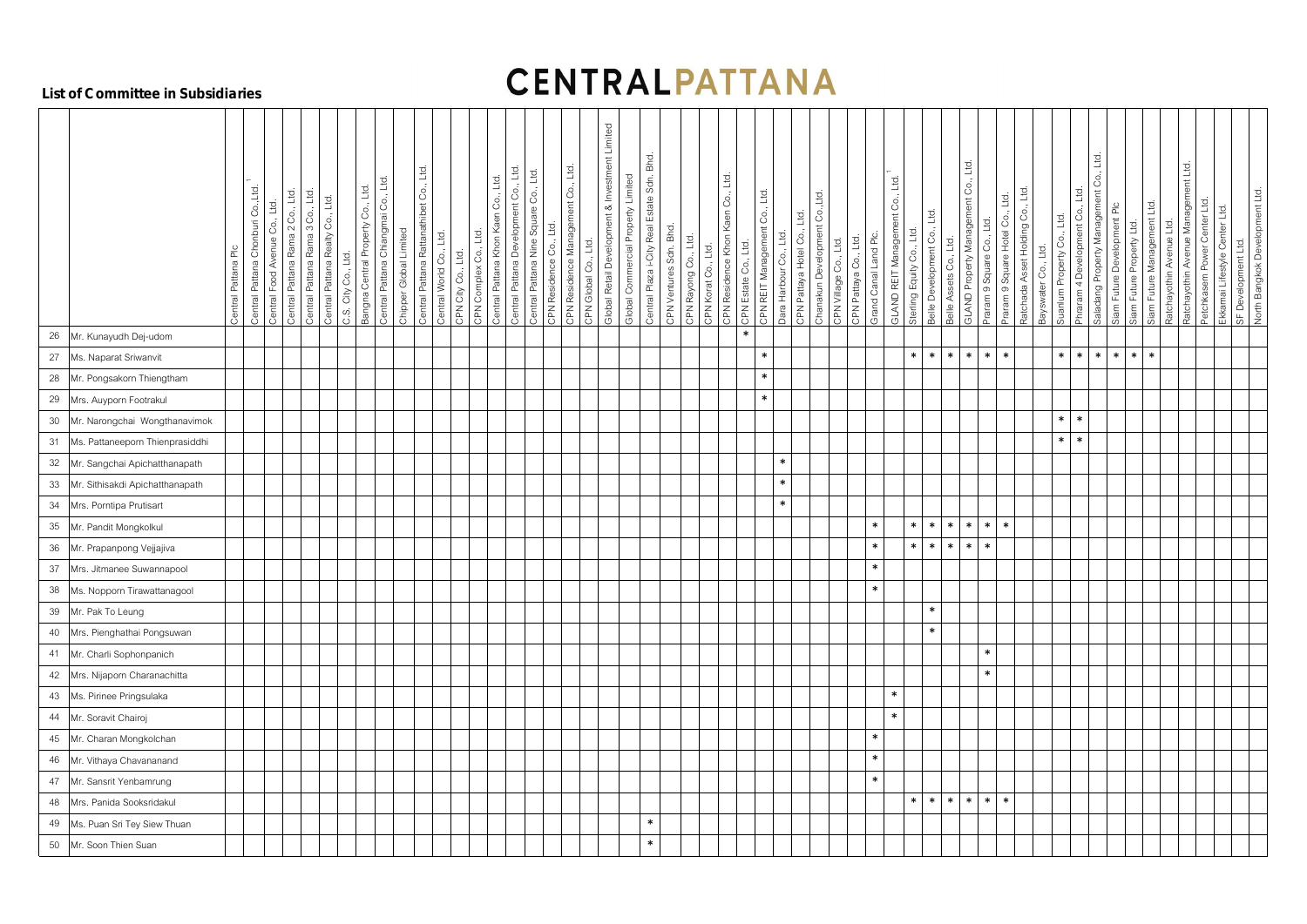**List of Committee in Subsidiaries**

# CENTRALPATTANA

| | | Central Pattana Plc | Central Pattana Chonburi Co.,Ltd.[1] | Central Food Avenue Co., Ltd. | Central Pattana Rama 2 Co., Ltd. | Central Pattana Rama 3 Co., Ltd. | Central Pattana Realty Co., Ltd. | C.S. City Co., Ltd. | Bangna Central Property Co., Ltd. | Central Pattana Chiangmai Co., Ltd. | Chipper Global Limited | Central Pattana Rattanathibet Co., Ltd. | Central World Co., Ltd. | CPN City Co., Ltd. | CPN Complex Co., Ltd. | Central Pattana Khon Kaen Co., Ltd. | Central Pattana Development Co., Ltd. | Central Pattana Nine Square Co., Ltd. | CPN Residence Co., Ltd. | CPN Residence Management Co., Ltd. | CPN Global Co., Ltd. | Global Retail Development & Investment Limited | Global Commercial Property Limited | Central Plaza i-City Real Estate Sdn. Bhd. | CPN Ventures Sdn. Bhd. | CPN Rayong Co., Ltd. | CPN Korat Co., Ltd. | CPN Residence Khon Kaen Co., Ltd. | CPN Estate Co., Ltd. | CPN REIT Management Co., Ltd. | Dara Harbour Co., Ltd. | CPN Pattaya Hotel Co., Ltd. | Chanakun Development Co.,Ltd. | CPN Village Co., Ltd. | CPN Pattaya Co., Ltd. | Grand Canal Land Plc. | GLAND REIT Management Co., Ltd.[1] | Sterling Equity Co., Ltd. | Belle Development Co., Ltd. | Belle Assets Co., Ltd. | GLAND Property Management Co., Ltd. | Praram 9 Square Co., Ltd. | Praram 9 Square Hotel Co., Ltd. | Ratchada Asset Holding Co., Ltd. | Bayswater Co., Ltd. | Suanlum Property Co., Ltd. | Phraram 4 Development Co., Ltd. | Saladang Property Management Co., Ltd. | Siam Future Development Plc | Siam Future Property Ltd. | Siam Future Management Ltd. | Ratchayothin Avenue Ltd. | Ratchayothin Avenue Management Ltd. | Petchkasem Power Center Ltd. | Ekkamai Lifestyle Center Ltd. | SF Development Ltd. | North Bangkok Development Ltd. |
|---|---|---|---|---|---|---|---|---|---|---|---|---|---|---|---|---|---|---|---|---|---|---|---|---|---|---|---|---|---|---|---|---|---|---|---|---|---|---|---|---|---|---|---|---|---|---|---|---|---|---|---|---|---|---|---|---|---|
| 26 | Mr. Kunayudh Dej-udom | | | | | | | | | | | | | | | | | | | | | | | | | | | | * | | | | | | | | | | | | | | | | | | | | | | | | | | | | |
| 27 | Ms. Naparat Sriwanvit | | | | | | | | | | | | | | | | | | | | | | | | | | | | | * | | | | | | | | * | * | * | * | * | * | | | * | * | * | * | * | * | | | | | | |
| 28 | Mr. Pongsakorn Thiengtham | | | | | | | | | | | | | | | | | | | | | | | | | | | | | * | | | | | | | | | | | | | | | | | | | | | | | | | | | |
| 29 | Mrs. Auyporn Footrakul | | | | | | | | | | | | | | | | | | | | | | | | | | | | | * | | | | | | | | | | | | | | | | | | | | | | | | | | | |
| 30 | Mr. Narongchai Wongthanavimok | | | | | | | | | | | | | | | | | | | | | | | | | | | | | | | | | | | | | | | | | | | | | * | * | | | | | | | | | | |
| 31 | Ms. Pattaneeporn Thienprasiddhi | | | | | | | | | | | | | | | | | | | | | | | | | | | | | | | | | | | | | | | | | | | | | * | * | | | | | | | | | | |
| 32 | Mr. Sangchai Apichatthanapath | | | | | | | | | | | | | | | | | | | | | | | | | | | | | | * | | | | | | | | | | | | | | | | | | | | | | | | | | |
| 33 | Mr. Sithisakdi Apichatthanapath | | | | | | | | | | | | | | | | | | | | | | | | | | | | | | * | | | | | | | | | | | | | | | | | | | | | | | | | | |
| 34 | Mrs. Porntipa Prutisart | | | | | | | | | | | | | | | | | | | | | | | | | | | | | | * | | | | | | | | | | | | | | | | | | | | | | | | | | |
| 35 | Mr. Pandit Mongkolkul | | | | | | | | | | | | | | | | | | | | | | | | | | | | | | | | | | | * | | * | * | * | * | * | * | | | | | | | | | | | | | | |
| 36 | Mr. Prapanpong Vejjajiva | | | | | | | | | | | | | | | | | | | | | | | | | | | | | | | | | | | * | | * | * | * | * | * | | | | | | | | | | | | | | | |
| 37 | Mrs. Jitmanee Suwannapool | | | | | | | | | | | | | | | | | | | | | | | | | | | | | | | | | | | * | | | | | | | | | | | | | | | | | | | | | |
| 38 | Ms. Nopporn Tirawattanagool | | | | | | | | | | | | | | | | | | | | | | | | | | | | | | | | | | | * | | | | | | | | | | | | | | | | | | | | | |
| 39 | Mr. Pak To Leung | | | | | | | | | | | | | | | | | | | | | | | | | | | | | | | | | | | | | | * | | | | | | | | | | | | | | | | | | |
| 40 | Mrs. Pienghathai Pongsuwan | | | | | | | | | | | | | | | | | | | | | | | | | | | | | | | | | | | | | | * | | | | | | | | | | | | | | | | | | |
| 41 | Mr. Charli Sophonpanich | | | | | | | | | | | | | | | | | | | | | | | | | | | | | | | | | | | | | | | | | * | | | | | | | | | | | | | | | |
| 42 | Mrs. Nijaporn Charanachitta | | | | | | | | | | | | | | | | | | | | | | | | | | | | | | | | | | | | | | | | | * | | | | | | | | | | | | | | | |
| 43 | Ms. Pirinee Pringsulaka | | | | | | | | | | | | | | | | | | | | | | | | | | | | | | | | | | | | * | | | | | | | | | | | | | | | | | | | | |
| 44 | Mr. Soravit Chairoj | | | | | | | | | | | | | | | | | | | | | | | | | | | | | | | | | | | | * | | | | | | | | | | | | | | | | | | | | |
| 45 | Mr. Charan Mongkolchan | | | | | | | | | | | | | | | | | | | | | | | | | | | | | | | | | | | * | | | | | | | | | | | | | | | | | | | | | |
| 46 | Mr. Vithaya Chavananand | | | | | | | | | | | | | | | | | | | | | | | | | | | | | | | | | | | * | | | | | | | | | | | | | | | | | | | | | |
| 47 | Mr. Sansrit Yenbamrung | | | | | | | | | | | | | | | | | | | | | | | | | | | | | | | | | | | * | | | | | | | | | | | | | | | | | | | | | |
| 48 | Mrs. Panida Sooksridakul | | | | | | | | | | | | | | | | | | | | | | | | | | | | | | | | | | | | | * | * | * | * | * | * | | | | | | | | | | | | | | |
| 49 | Ms. Puan Sri Tey Siew Thuan | | | | | | | | | | | | | | | | | | | | | | | * | | | | | | | | | | | | | | | | | | | | | | | | | | | | | | | | | |
| 50 | Mr. Soon Thien Suan | | | | | | | | | | | | | | | | | | | | | | | * | | | | | | | | | | | | | | | | | | | | | | | | | | | | | | | | | |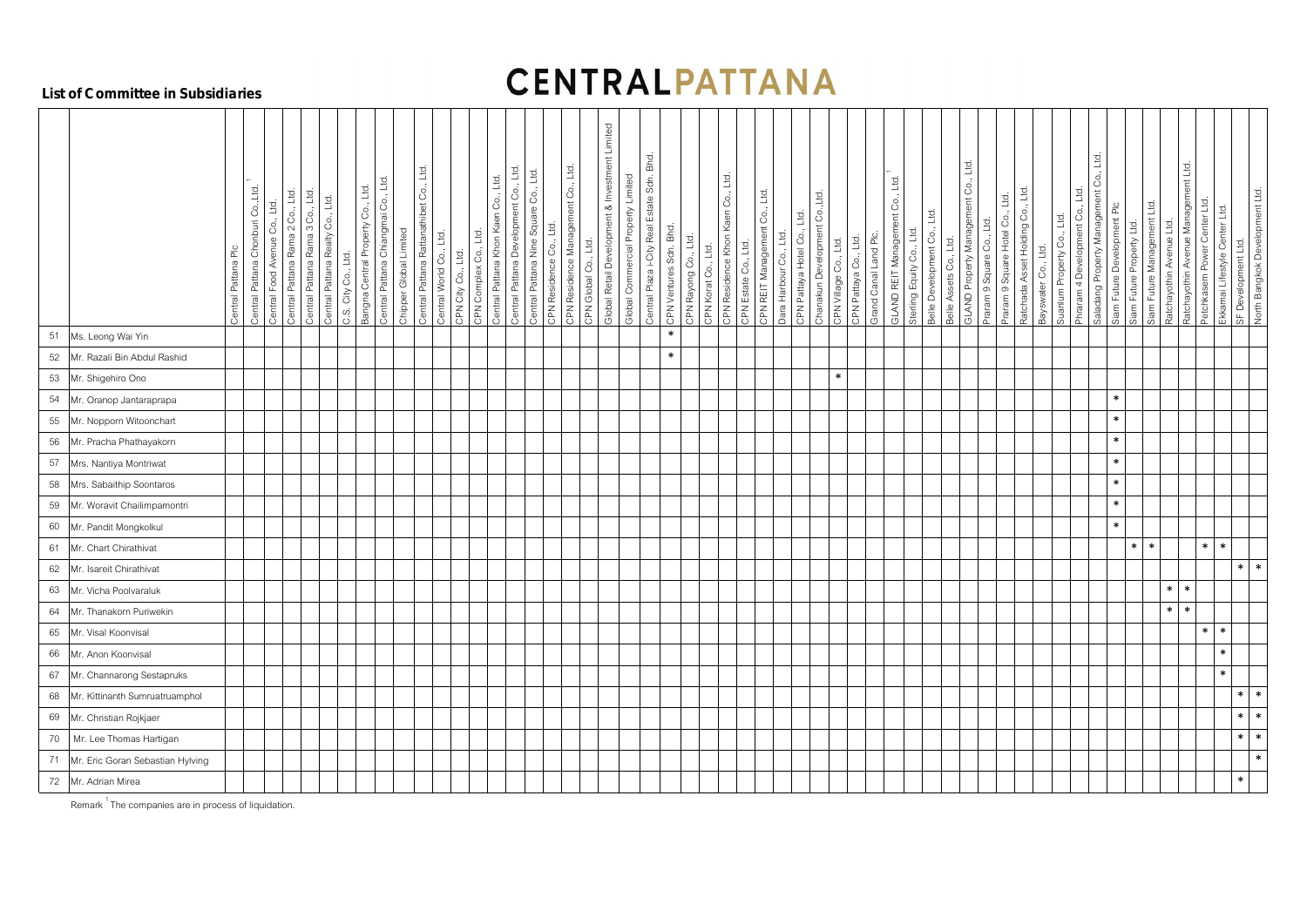# CENTRALPATTANA

**List of Committee in Subsidiaries**

| | | Central Pattana Plc | Central Pattana Chonburi Co.,Ltd.[1] | Central Food Avenue Co., Ltd. | Central Pattana Rama 2 Co., Ltd. | Central Pattana Rama 3 Co., Ltd. | Central Pattana Realty Co., Ltd. | C.S. City Co., Ltd. | Bangna Central Property Co., Ltd. | Central Pattana Chiangmai Co., Ltd. | Chipper Global Limited | Central Pattana Rattanathibet Co., Ltd. | Central World Co., Ltd. | CPN City Co., Ltd. | CPN Complex Co., Ltd. | Central Pattana Khon Kaen Co., Ltd. | Central Pattana Development Co., Ltd. | Central Pattana Nine Square Co., Ltd. | CPN Residence Co., Ltd. | CPN Residence Management Co., Ltd. | CPN Global Co., Ltd. | Global Retail Development & Investment Limited | Global Commercial Property Limited | Central Plaza i-City Real Estate Sdn. Bhd. | CPN Ventures Sdn. Bhd. | CPN Rayong Co., Ltd. | CPN Korat Co., Ltd. | CPN Residence Khon Kaen Co., Ltd. | CPN Estate Co., Ltd. | CPN REIT Management Co., Ltd. | Dara Harbour Co., Ltd. | CPN Pattaya Hotel Co., Ltd. | Chanakun Development Co.,Ltd. | CPN Village Co., Ltd. | CPN Pattaya Co., Ltd. | Grand Canal Land Plc. | GLAND REIT Management Co., Ltd.[1] | Sterling Equity Co., Ltd. | Belle Development Co., Ltd. | Belle Assets Co., Ltd. | GLAND Property Management Co., Ltd. | Praram 9 Square Co., Ltd. | Praram 9 Square Hotel Co., Ltd. | Ratchada Asset Holding Co., Ltd. | Bayswater Co., Ltd. | Suanlum Property Co., Ltd. | Phraram 4 Development Co., Ltd. | Saladang Property Management Co., Ltd. | Siam Future Development Plc | Siam Future Property Ltd. | Siam Future Management Ltd. | Ratchayothin Avenue Ltd. | Ratchayothin Avenue Management Ltd. | Petchkasem Power Center Ltd. | Ekkamai Lifestyle Center Ltd. | SF Development Ltd. | North Bangkok Development Ltd. |
|---|---|---|---|---|---|---|---|---|---|---|---|---|---|---|---|---|---|---|---|---|---|---|---|---|---|---|---|---|---|---|---|---|---|---|---|---|---|---|---|---|---|---|---|---|---|---|---|---|---|---|---|---|---|---|---|---|---|
| 51 | Ms. Leong Wai Yin | | | | | | | | | | | | | | | | | | | | | | | | * | | | | | | | | | | | | | | | | | | | | | | | | | | | | | | | | |
| 52 | Mr. Razali Bin Abdul Rashid | | | | | | | | | | | | | | | | | | | | | | | | * | | | | | | | | | | | | | | | | | | | | | | | | | | | | | | | | |
| 53 | Mr. Shigehiro Ono | | | | | | | | | | | | | | | | | | | | | | | | | | | | | | | | | * | | | | | | | | | | | | | | | | | | | | | | | |
| 54 | Mr. Oranop Jantaraprapa | | | | | | | | | | | | | | | | | | | | | | | | | | | | | | | | | | | | | | | | | | | | | | | | * | | | | | | | | |
| 55 | Mr. Nopporn Witoonchart | | | | | | | | | | | | | | | | | | | | | | | | | | | | | | | | | | | | | | | | | | | | | | | | * | | | | | | | | |
| 56 | Mr. Pracha Phathayakorn | | | | | | | | | | | | | | | | | | | | | | | | | | | | | | | | | | | | | | | | | | | | | | | | * | | | | | | | | |
| 57 | Mrs. Nantiya Montriwat | | | | | | | | | | | | | | | | | | | | | | | | | | | | | | | | | | | | | | | | | | | | | | | | * | | | | | | | | |
| 58 | Mrs. Sabaithip Soontaros | | | | | | | | | | | | | | | | | | | | | | | | | | | | | | | | | | | | | | | | | | | | | | | | * | | | | | | | | |
| 59 | Mr. Woravit Chailimpamontri | | | | | | | | | | | | | | | | | | | | | | | | | | | | | | | | | | | | | | | | | | | | | | | | * | | | | | | | | |
| 60 | Mr. Pandit Mongkolkul | | | | | | | | | | | | | | | | | | | | | | | | | | | | | | | | | | | | | | | | | | | | | | | | * | | | | | | | | |
| 61 | Mr. Chart Chirathivat | | | | | | | | | | | | | | | | | | | | | | | | | | | | | | | | | | | | | | | | | | | | | | | | | * | * | | | * | * | | |
| 62 | Mr. Isareit Chirathivat | | | | | | | | | | | | | | | | | | | | | | | | | | | | | | | | | | | | | | | | | | | | | | | | | | | | | | | * | * |
| 63 | Mr. Vicha Poolvaraluk | | | | | | | | | | | | | | | | | | | | | | | | | | | | | | | | | | | | | | | | | | | | | | | | | | | * | * | | | | |
| 64 | Mr. Thanakorn Puriwekin | | | | | | | | | | | | | | | | | | | | | | | | | | | | | | | | | | | | | | | | | | | | | | | | | | | * | * | | | | |
| 65 | Mr. Visal Koonvisal | | | | | | | | | | | | | | | | | | | | | | | | | | | | | | | | | | | | | | | | | | | | | | | | | | | | | * | * | | |
| 66 | Mr. Anon Koonvisal | | | | | | | | | | | | | | | | | | | | | | | | | | | | | | | | | | | | | | | | | | | | | | | | | | | | | | * | | |
| 67 | Mr. Channarong Sestapruks | | | | | | | | | | | | | | | | | | | | | | | | | | | | | | | | | | | | | | | | | | | | | | | | | | | | | | * | | |
| 68 | Mr. Kittinanth Sumruatruamphol | | | | | | | | | | | | | | | | | | | | | | | | | | | | | | | | | | | | | | | | | | | | | | | | | | | | | | | * | * |
| 69 | Mr. Christian Rojkjaer | | | | | | | | | | | | | | | | | | | | | | | | | | | | | | | | | | | | | | | | | | | | | | | | | | | | | | | * | * |
| 70 | Mr. Lee Thomas Hartigan | | | | | | | | | | | | | | | | | | | | | | | | | | | | | | | | | | | | | | | | | | | | | | | | | | | | | | | * | * |
| 71 | Mr. Eric Goran Sebastian Hylving | | | | | | | | | | | | | | | | | | | | | | | | | | | | | | | | | | | | | | | | | | | | | | | | | | | | | | | | * |
| 72 | Mr. Adrian Mirea | | | | | | | | | | | | | | | | | | | | | | | | | | | | | | | | | | | | | | | | | | | | | | | | | | | | | | | * | |

Remark [1] The companies are in process of liquidation.